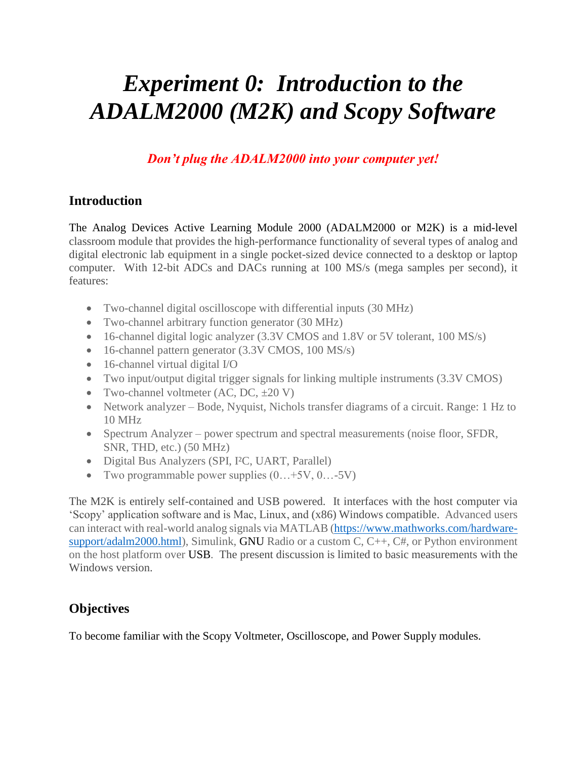# *Experiment 0: Introduction to the ADALM2000 (M2K) and Scopy Software*

***Don't plug the ADALM2000 into your computer yet!***

## Introduction

The Analog Devices Active Learning Module 2000 (ADALM2000 or M2K) is a mid-level classroom module that provides the high-performance functionality of several types of analog and digital electronic lab equipment in a single pocket-sized device connected to a desktop or laptop computer. With 12-bit ADCs and DACs running at 100 MS/s (mega samples per second), it features:

- Two-channel digital oscilloscope with differential inputs (30 MHz)
- Two-channel arbitrary function generator (30 MHz)
- 16-channel digital logic analyzer (3.3V CMOS and 1.8V or 5V tolerant, 100 MS/s)
- 16-channel pattern generator (3.3V CMOS, 100 MS/s)
- 16-channel virtual digital I/O
- Two input/output digital trigger signals for linking multiple instruments (3.3V CMOS)
- Two-channel voltmeter (AC, DC, ±20 V)
- Network analyzer – Bode, Nyquist, Nichols transfer diagrams of a circuit. Range: 1 Hz to 10 MHz
- Spectrum Analyzer – power spectrum and spectral measurements (noise floor, SFDR, SNR, THD, etc.) (50 MHz)
- Digital Bus Analyzers (SPI, I²C, UART, Parallel)
- Two programmable power supplies (0…+5V, 0…-5V)

The M2K is entirely self-contained and USB powered. It interfaces with the host computer via 'Scopy' application software and is Mac, Linux, and (x86) Windows compatible. Advanced users can interact with real-world analog signals via MATLAB (https://www.mathworks.com/hardware-support/adalm2000.html), Simulink, GNU Radio or a custom C, C++, C#, or Python environment on the host platform over USB. The present discussion is limited to basic measurements with the Windows version.

## Objectives

To become familiar with the Scopy Voltmeter, Oscilloscope, and Power Supply modules.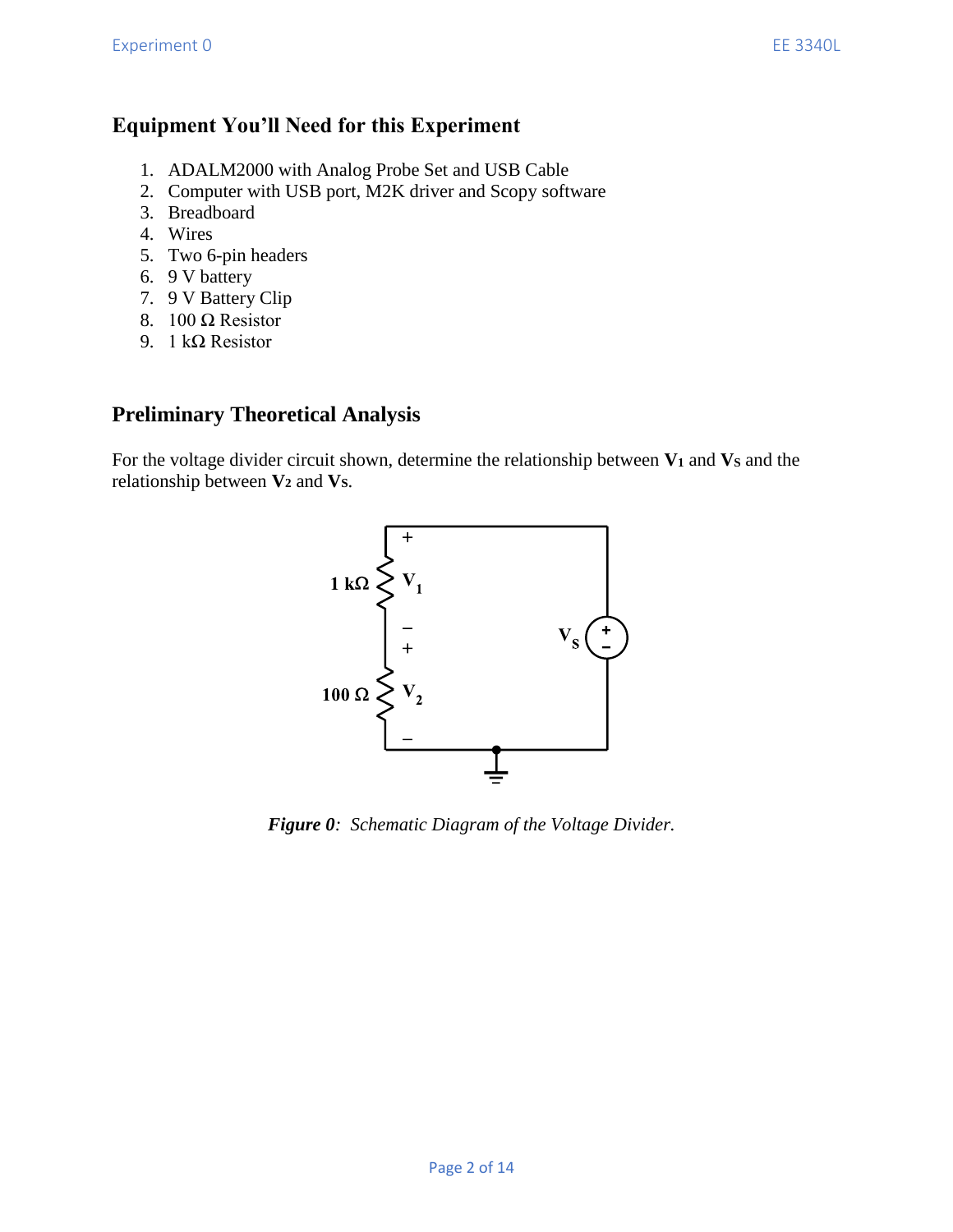## Equipment You'll Need for this Experiment

1. ADALM2000 with Analog Probe Set and USB Cable
2. Computer with USB port, M2K driver and Scopy software
3. Breadboard
4. Wires
5. Two 6-pin headers
6. 9 V battery
7. 9 V Battery Clip
8. 100 Ω Resistor
9. 1 kΩ Resistor

## Preliminary Theoretical Analysis

For the voltage divider circuit shown, determine the relationship between $V_1$ and $V_S$ and the relationship between $V_2$ and $V_S$.

***Figure 0***: *Schematic Diagram of the Voltage Divider.*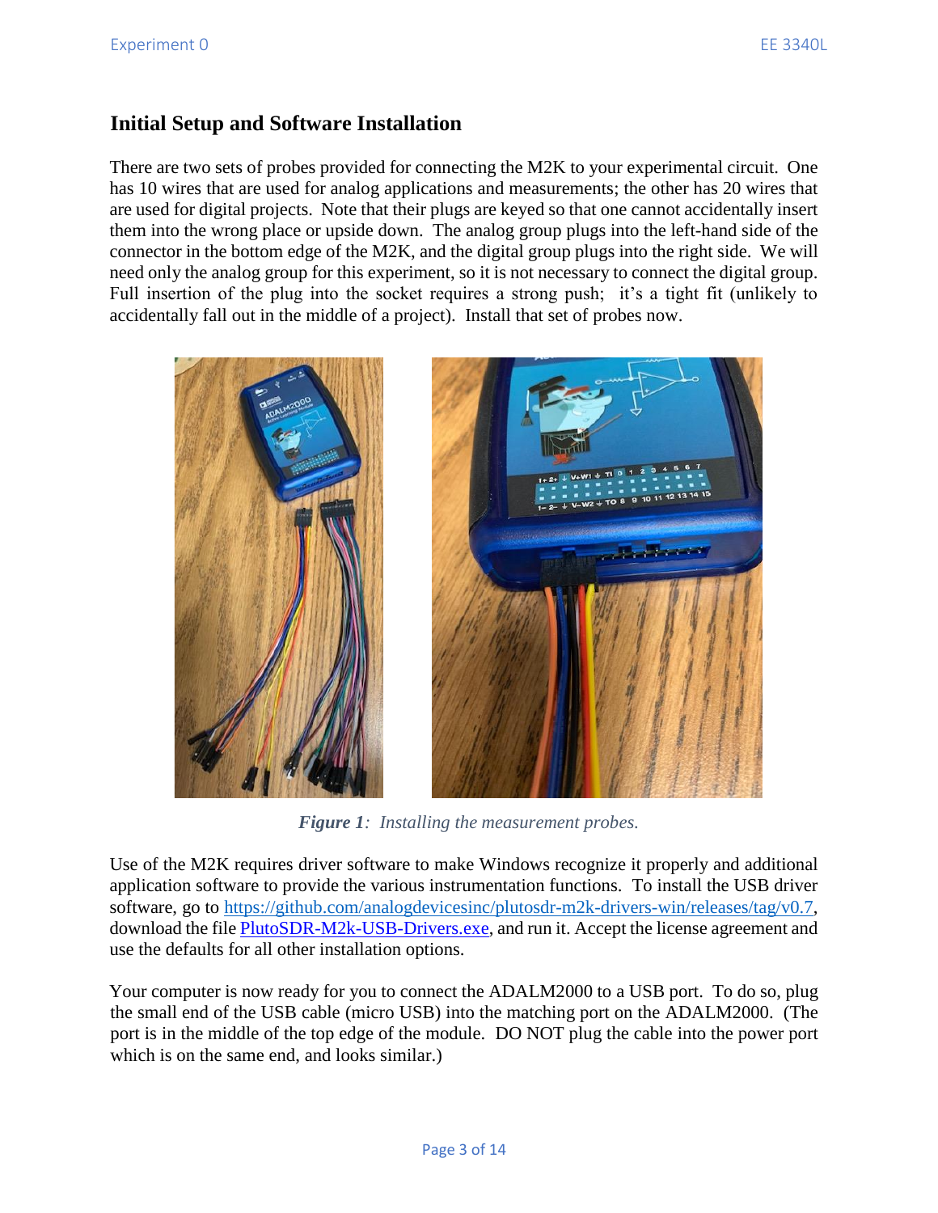## Initial Setup and Software Installation

There are two sets of probes provided for connecting the M2K to your experimental circuit. One has 10 wires that are used for analog applications and measurements; the other has 20 wires that are used for digital projects. Note that their plugs are keyed so that one cannot accidentally insert them into the wrong place or upside down. The analog group plugs into the left-hand side of the connector in the bottom edge of the M2K, and the digital group plugs into the right side. We will need only the analog group for this experiment, so it is not necessary to connect the digital group. Full insertion of the plug into the socket requires a strong push; it's a tight fit (unlikely to accidentally fall out in the middle of a project). Install that set of probes now.

***Figure 1**: Installing the measurement probes.*

Use of the M2K requires driver software to make Windows recognize it properly and additional application software to provide the various instrumentation functions. To install the USB driver software, go to https://github.com/analogdevicesinc/plutosdr-m2k-drivers-win/releases/tag/v0.7, download the file PlutoSDR-M2k-USB-Drivers.exe, and run it. Accept the license agreement and use the defaults for all other installation options.

Your computer is now ready for you to connect the ADALM2000 to a USB port. To do so, plug the small end of the USB cable (micro USB) into the matching port on the ADALM2000. (The port is in the middle of the top edge of the module. DO NOT plug the cable into the power port which is on the same end, and looks similar.)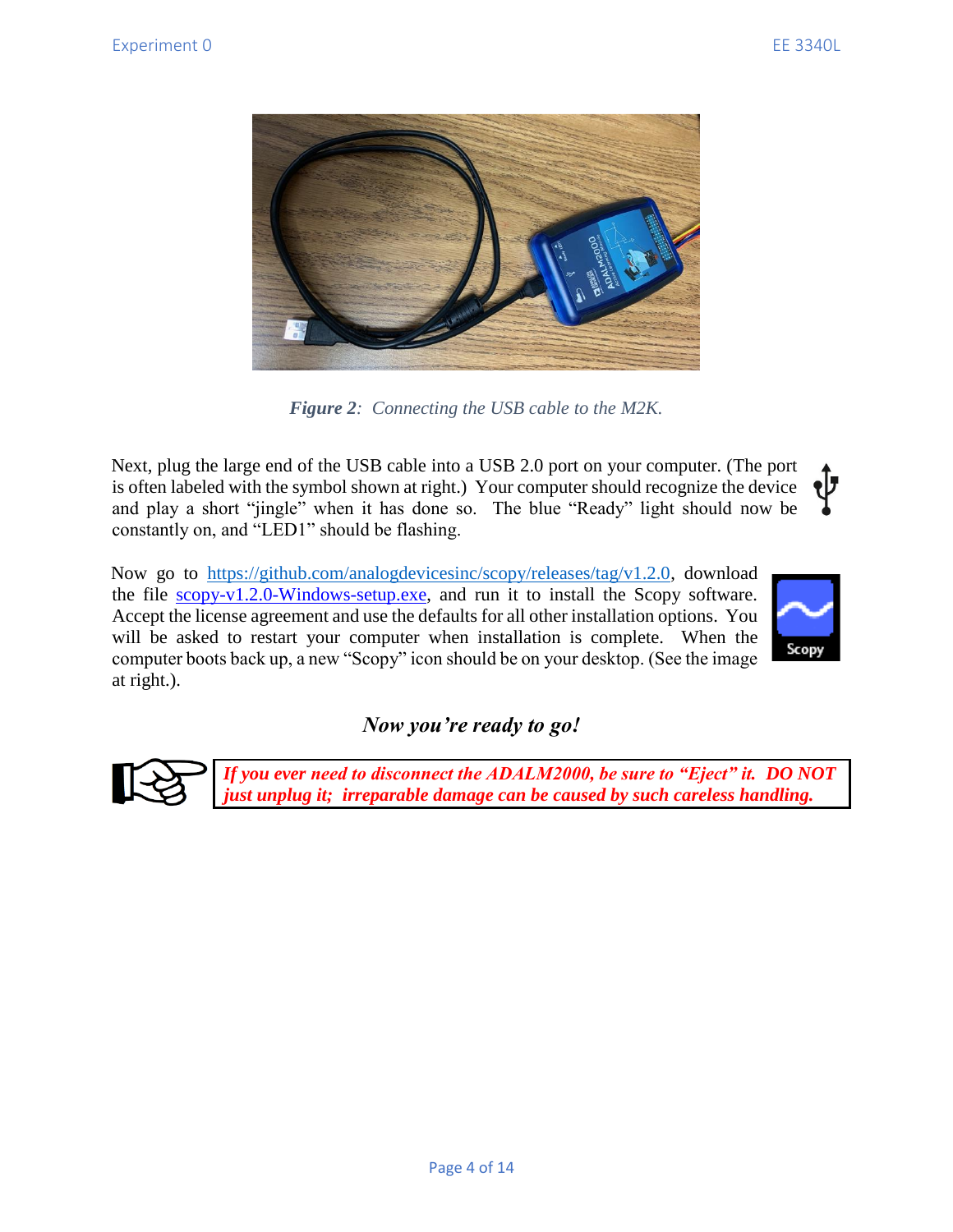*Figure 2: Connecting the USB cable to the M2K.*

Next, plug the large end of the USB cable into a USB 2.0 port on your computer. (The port is often labeled with the symbol shown at right.) Your computer should recognize the device and play a short "jingle" when it has done so. The blue "Ready" light should now be constantly on, and "LED1" should be flashing.

Now go to [https://github.com/analogdevicesinc/scopy/releases/tag/v1.2.0](https://github.com/analogdevicesinc/scopy/releases/tag/v1.2.0), download the file [scopy-v1.2.0-Windows-setup.exe](scopy-v1.2.0-Windows-setup.exe), and run it to install the Scopy software. Accept the license agreement and use the defaults for all other installation options. You will be asked to restart your computer when installation is complete. When the computer boots back up, a new "Scopy" icon should be on your desktop. (See the image at right.).

***Now you're ready to go!***

***If you ever need to disconnect the ADALM2000, be sure to "Eject" it. DO NOT just unplug it; irreparable damage can be caused by such careless handling.***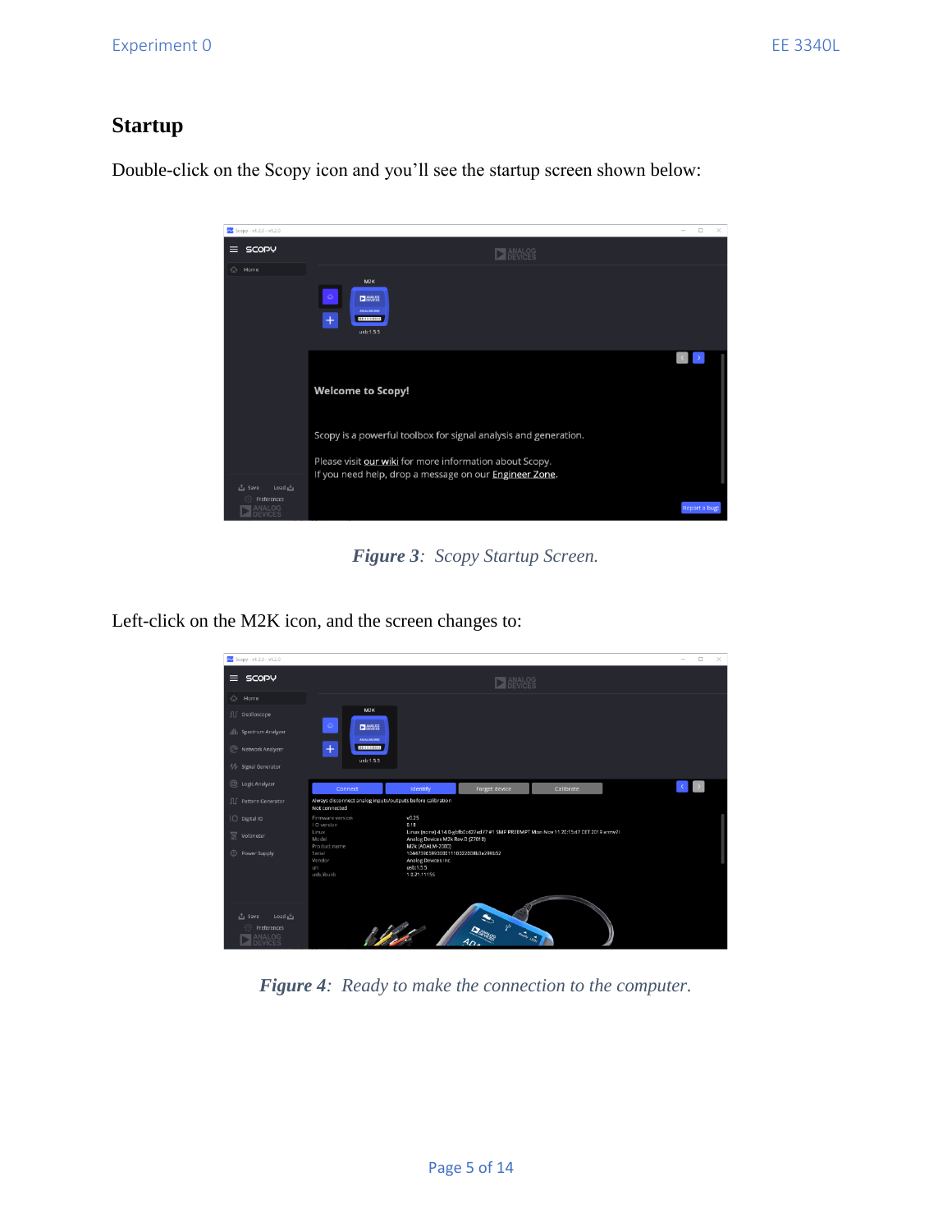## Startup

Double-click on the Scopy icon and you'll see the startup screen shown below:

***Figure 3**: Scopy Startup Screen.*

Left-click on the M2K icon, and the screen changes to:

***Figure 4**: Ready to make the connection to the computer.*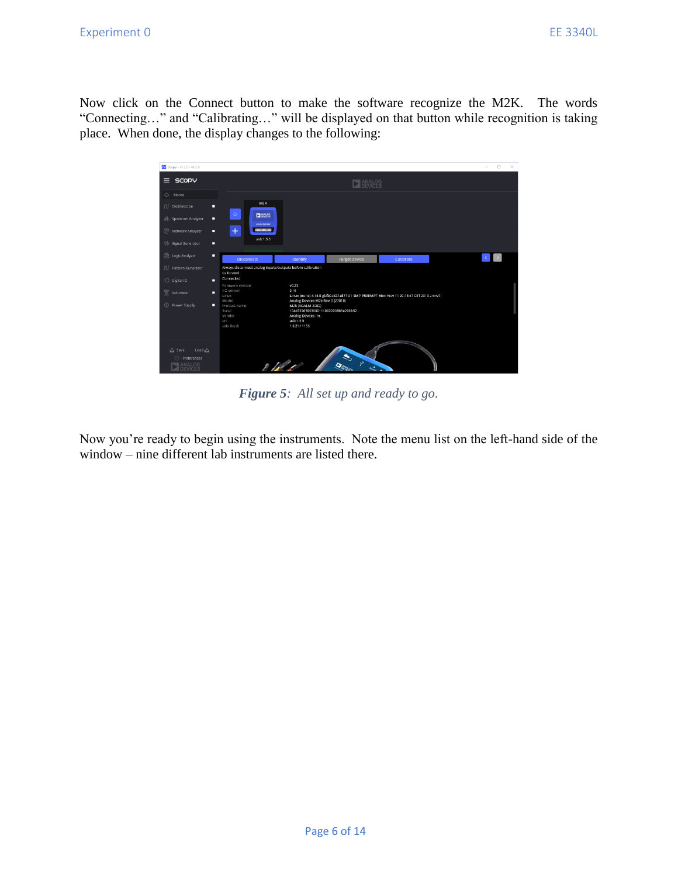Now click on the Connect button to make the software recognize the M2K. The words "Connecting…" and "Calibrating…" will be displayed on that button while recognition is taking place. When done, the display changes to the following:

***Figure 5****: All set up and ready to go.*

Now you're ready to begin using the instruments. Note the menu list on the left-hand side of the window – nine different lab instruments are listed there.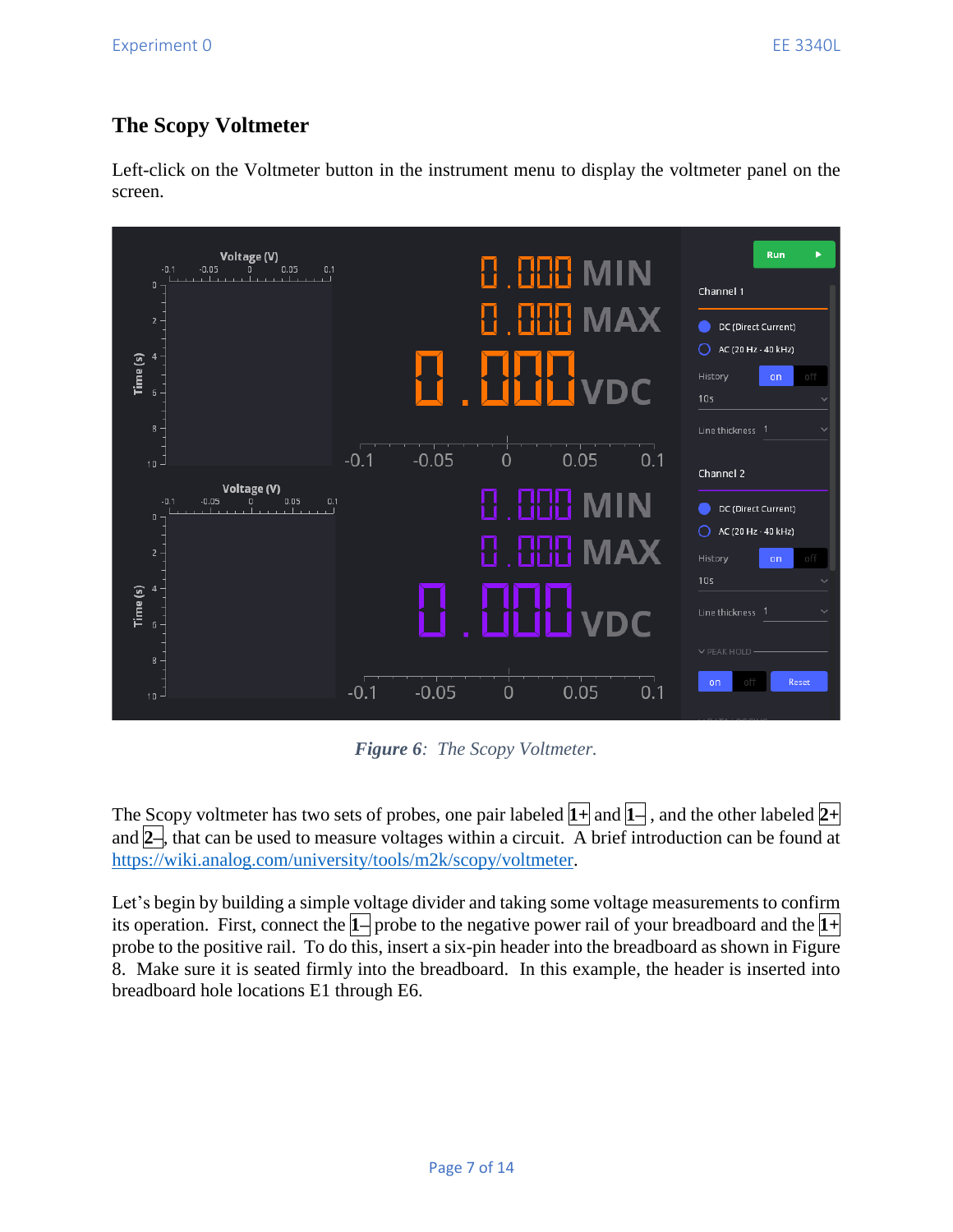## The Scopy Voltmeter

Left-click on the Voltmeter button in the instrument menu to display the voltmeter panel on the screen.

***Figure 6**: The Scopy Voltmeter.*

The Scopy voltmeter has two sets of probes, one pair labeled **1+** and **1–** , and the other labeled **2+** and **2–**, that can be used to measure voltages within a circuit. A brief introduction can be found at https://wiki.analog.com/university/tools/m2k/scopy/voltmeter.

Let's begin by building a simple voltage divider and taking some voltage measurements to confirm its operation. First, connect the **1–** probe to the negative power rail of your breadboard and the **1+** probe to the positive rail. To do this, insert a six-pin header into the breadboard as shown in Figure 8. Make sure it is seated firmly into the breadboard. In this example, the header is inserted into breadboard hole locations E1 through E6.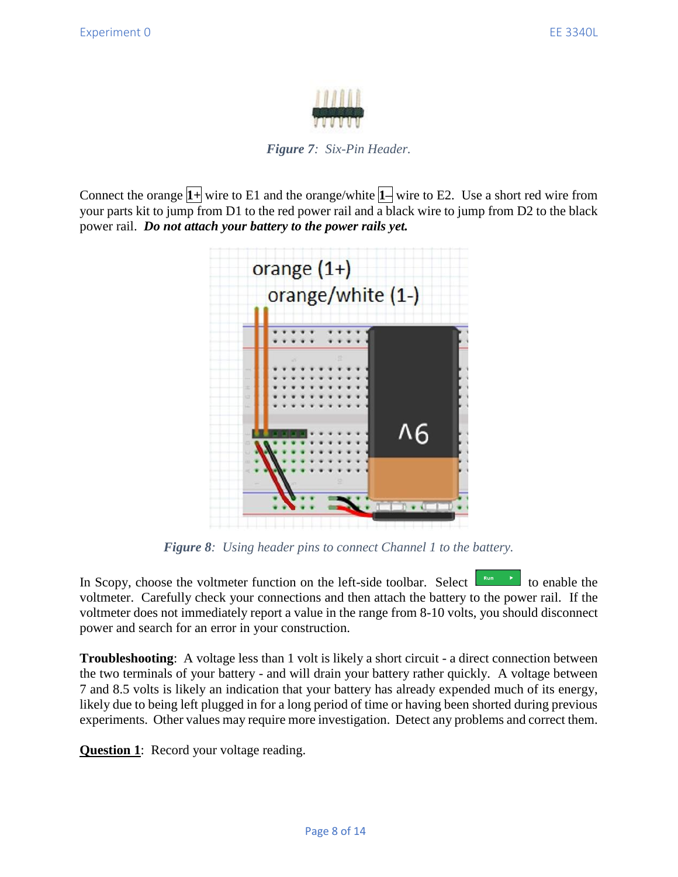*Figure 7*: *Six-Pin Header.*

Connect the orange **1+** wire to E1 and the orange/white **1–** wire to E2. Use a short red wire from your parts kit to jump from D1 to the red power rail and a black wire to jump from D2 to the black power rail. ***Do not attach your battery to the power rails yet.***

*Figure 8*: *Using header pins to connect Channel 1 to the battery.*

In Scopy, choose the voltmeter function on the left-side toolbar. Select Run to enable the voltmeter. Carefully check your connections and then attach the battery to the power rail. If the voltmeter does not immediately report a value in the range from 8-10 volts, you should disconnect power and search for an error in your construction.

**Troubleshooting**: A voltage less than 1 volt is likely a short circuit - a direct connection between the two terminals of your battery - and will drain your battery rather quickly. A voltage between 7 and 8.5 volts is likely an indication that your battery has already expended much of its energy, likely due to being left plugged in for a long period of time or having been shorted during previous experiments. Other values may require more investigation. Detect any problems and correct them.

**<u>Question 1</u>**: Record your voltage reading.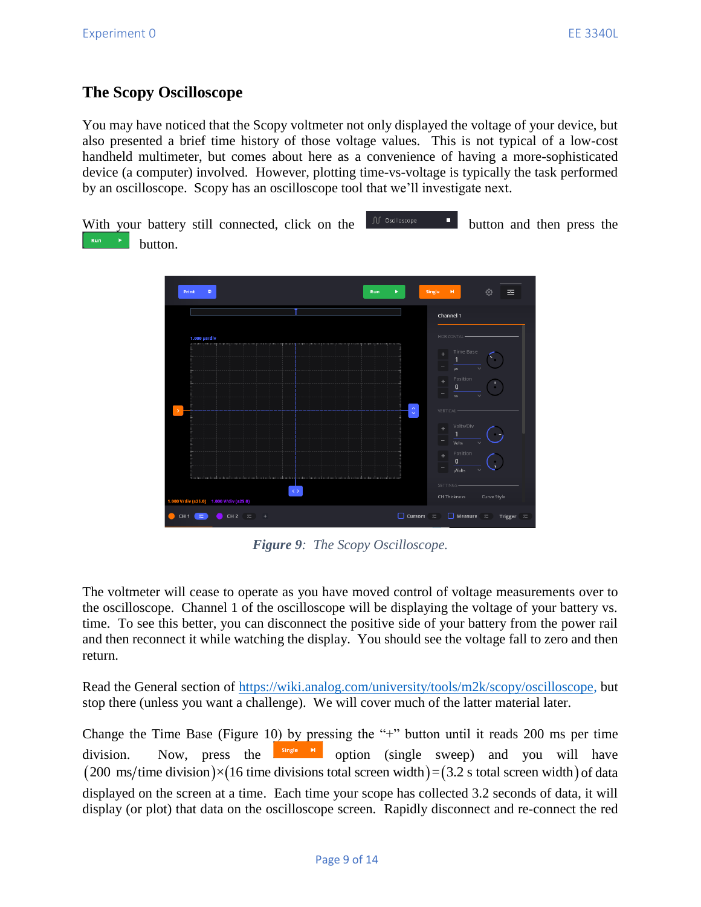## The Scopy Oscilloscope

You may have noticed that the Scopy voltmeter not only displayed the voltage of your device, but also presented a brief time history of those voltage values. This is not typical of a low-cost handheld multimeter, but comes about here as a convenience of having a more-sophisticated device (a computer) involved. However, plotting time-vs-voltage is typically the task performed by an oscilloscope. Scopy has an oscilloscope tool that we'll investigate next.

With your battery still connected, click on the Oscilloscope button and then press the Run button.

*Figure 9: The Scopy Oscilloscope.*

The voltmeter will cease to operate as you have moved control of voltage measurements over to the oscilloscope. Channel 1 of the oscilloscope will be displaying the voltage of your battery vs. time. To see this better, you can disconnect the positive side of your battery from the power rail and then reconnect it while watching the display. You should see the voltage fall to zero and then return.

Read the General section of https://wiki.analog.com/university/tools/m2k/scopy/oscilloscope, but stop there (unless you want a challenge). We will cover much of the latter material later.

Change the Time Base (Figure 10) by pressing the "+" button until it reads 200 ms per time division. Now, press the Single option (single sweep) and you will have $(200 \text{ ms/time division}) \times (16 \text{ time divisions total screen width}) = (3.2 \text{ s total screen width})$ of data displayed on the screen at a time. Each time your scope has collected 3.2 seconds of data, it will display (or plot) that data on the oscilloscope screen. Rapidly disconnect and re-connect the red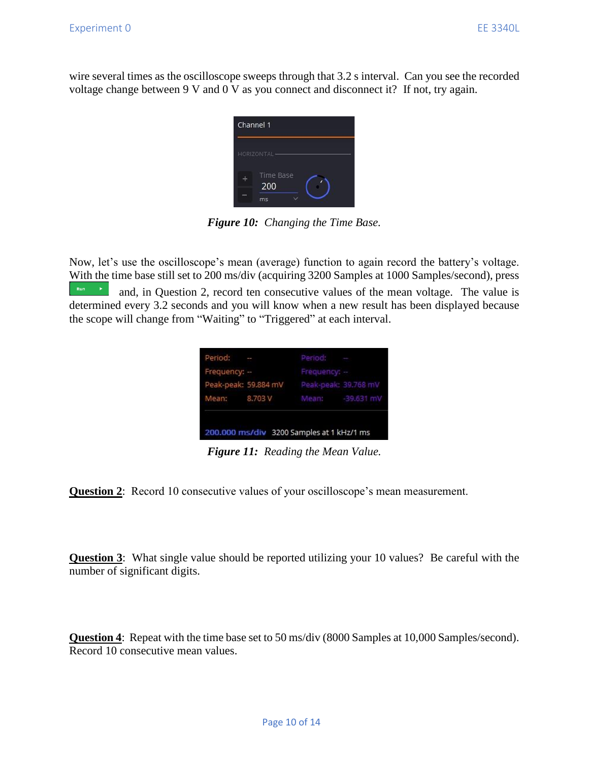wire several times as the oscilloscope sweeps through that 3.2 s interval. Can you see the recorded voltage change between 9 V and 0 V as you connect and disconnect it? If not, try again.

***Figure 10:** Changing the Time Base.*

Now, let's use the oscilloscope's mean (average) function to again record the battery's voltage. With the time base still set to 200 ms/div (acquiring 3200 Samples at 1000 Samples/second), press Run and, in Question 2, record ten consecutive values of the mean voltage. The value is determined every 3.2 seconds and you will know when a new result has been displayed because the scope will change from "Waiting" to "Triggered" at each interval.

***Figure 11:** Reading the Mean Value.*

**Question 2**: Record 10 consecutive values of your oscilloscope's mean measurement.

**Question 3**: What single value should be reported utilizing your 10 values? Be careful with the number of significant digits.

**Question 4**: Repeat with the time base set to 50 ms/div (8000 Samples at 10,000 Samples/second). Record 10 consecutive mean values.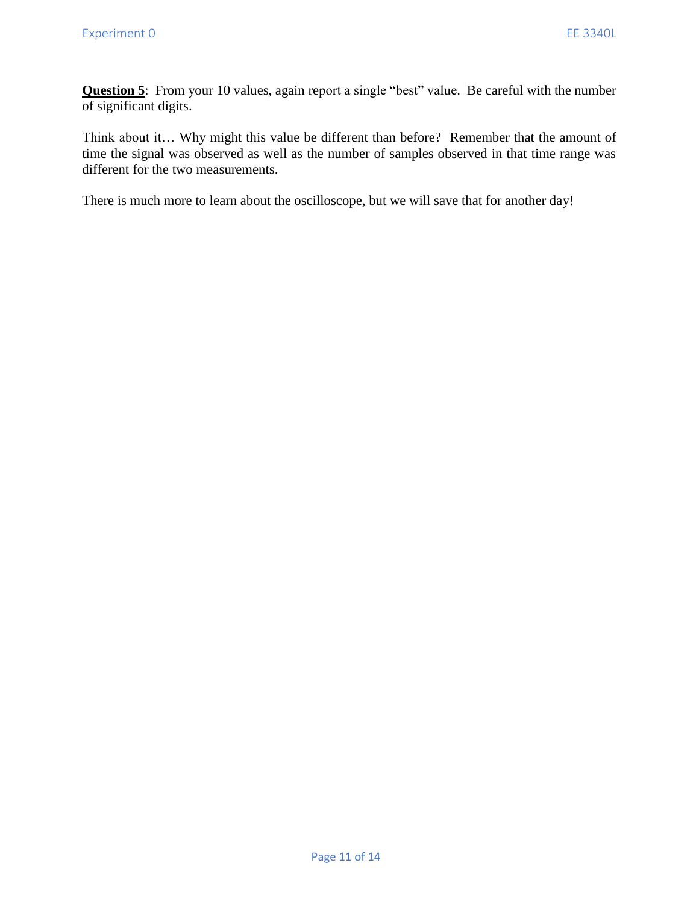**<u>Question 5</u>**: From your 10 values, again report a single "best" value. Be careful with the number of significant digits.

Think about it… Why might this value be different than before? Remember that the amount of time the signal was observed as well as the number of samples observed in that time range was different for the two measurements.

There is much more to learn about the oscilloscope, but we will save that for another day!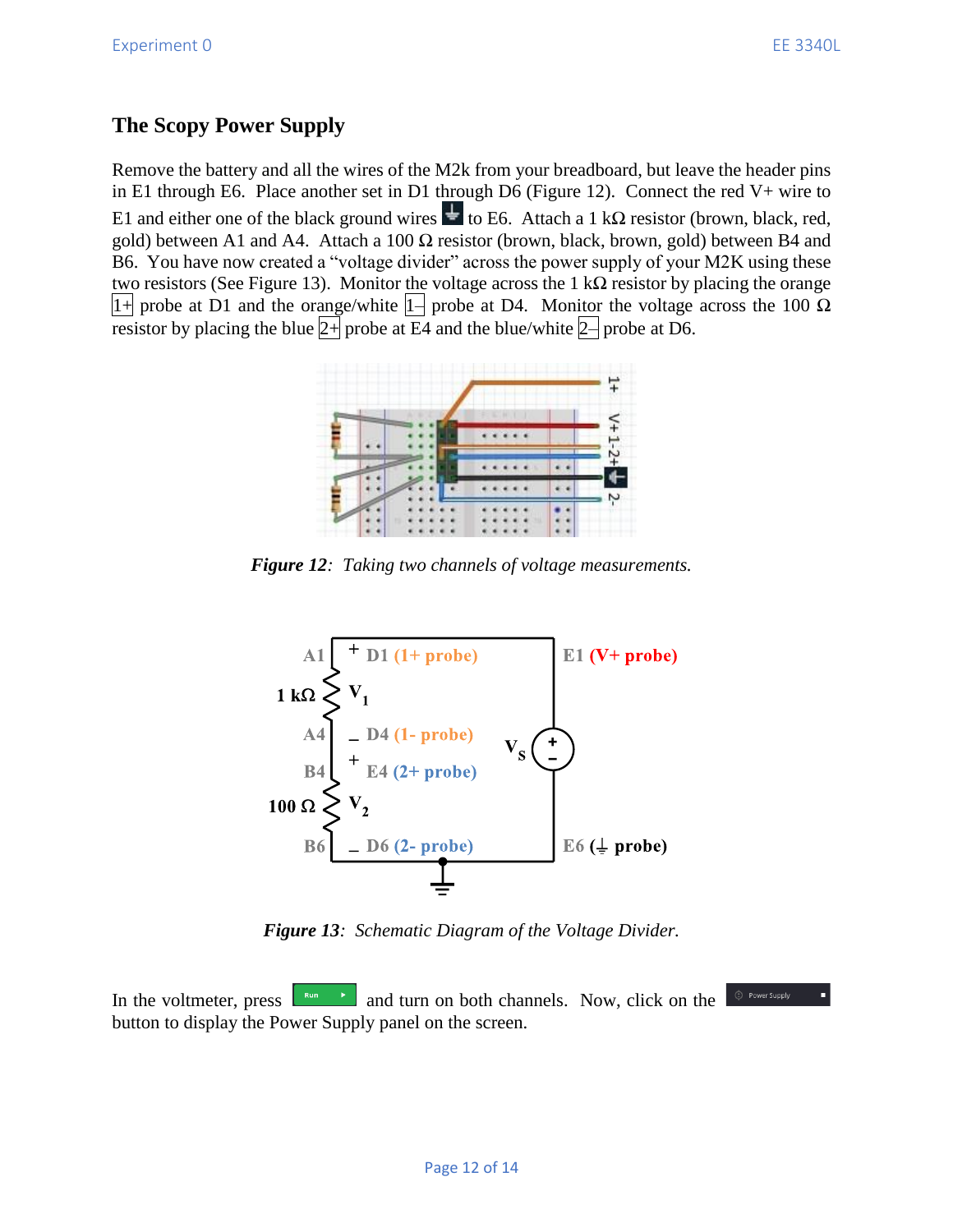## The Scopy Power Supply

Remove the battery and all the wires of the M2k from your breadboard, but leave the header pins in E1 through E6. Place another set in D1 through D6 (Figure 12). Connect the red V+ wire to E1 and either one of the black ground wires to E6. Attach a 1 kΩ resistor (brown, black, red, gold) between A1 and A4. Attach a 100 Ω resistor (brown, black, brown, gold) between B4 and B6. You have now created a "voltage divider" across the power supply of your M2K using these two resistors (See Figure 13). Monitor the voltage across the 1 kΩ resistor by placing the orange 1+ probe at D1 and the orange/white 1– probe at D4. Monitor the voltage across the 100 Ω resistor by placing the blue 2+ probe at E4 and the blue/white 2– probe at D6.

*Figure 12: Taking two channels of voltage measurements.*

*Figure 13: Schematic Diagram of the Voltage Divider.*

In the voltmeter, press Run and turn on both channels. Now, click on the Power Supply button to display the Power Supply panel on the screen.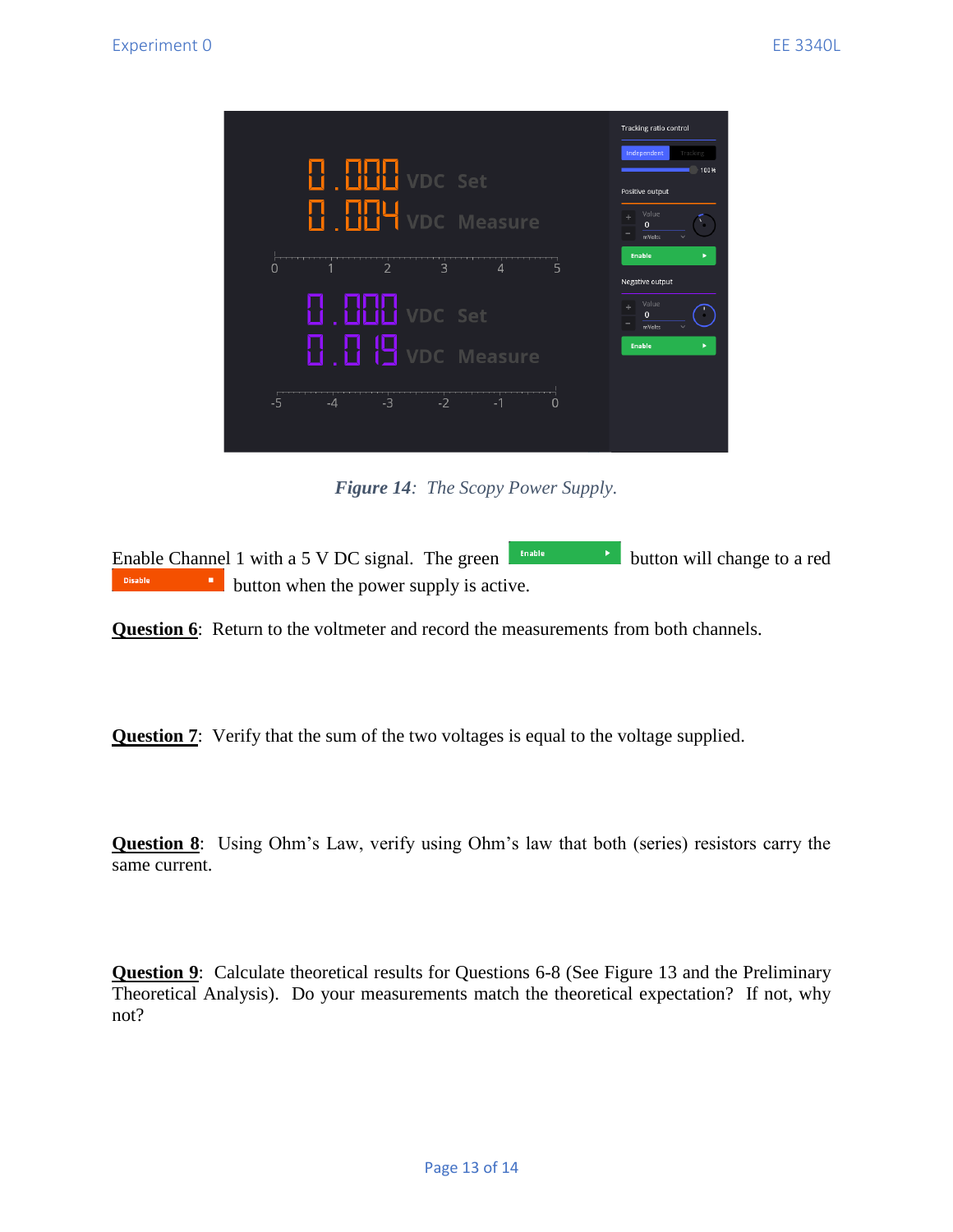*Figure 14: The Scopy Power Supply.*

Enable Channel 1 with a 5 V DC signal. The green Enable button will change to a red Disable button when the power supply is active.

**Question 6**: Return to the voltmeter and record the measurements from both channels.

**Question 7**: Verify that the sum of the two voltages is equal to the voltage supplied.

**Question 8**: Using Ohm's Law, verify using Ohm's law that both (series) resistors carry the same current.

**Question 9**: Calculate theoretical results for Questions 6-8 (See Figure 13 and the Preliminary Theoretical Analysis). Do your measurements match the theoretical expectation? If not, why not?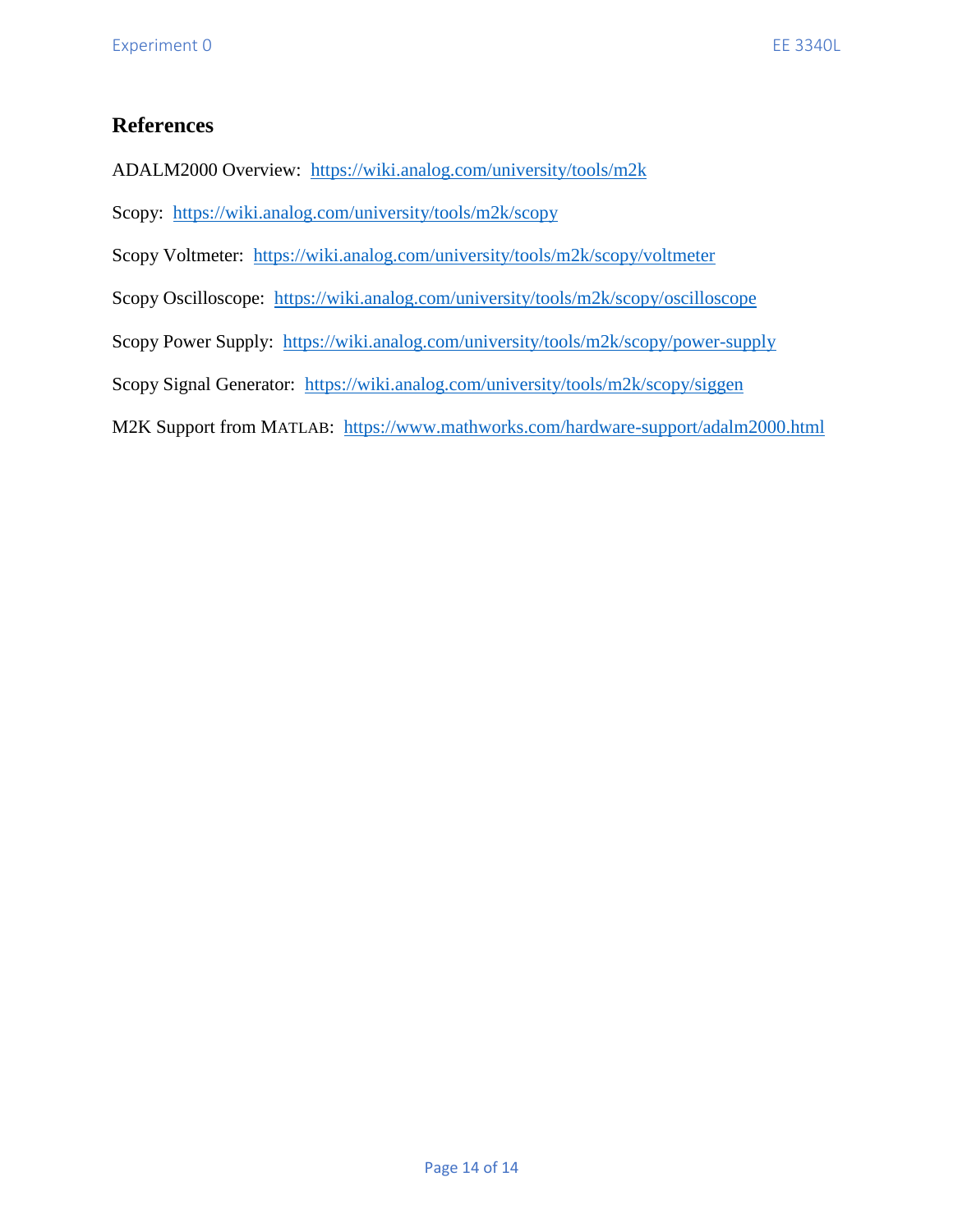## References

ADALM2000 Overview: https://wiki.analog.com/university/tools/m2k

Scopy: https://wiki.analog.com/university/tools/m2k/scopy

Scopy Voltmeter: https://wiki.analog.com/university/tools/m2k/scopy/voltmeter

Scopy Oscilloscope: https://wiki.analog.com/university/tools/m2k/scopy/oscilloscope

Scopy Power Supply: https://wiki.analog.com/university/tools/m2k/scopy/power-supply

Scopy Signal Generator: https://wiki.analog.com/university/tools/m2k/scopy/siggen

M2K Support from MATLAB: https://www.mathworks.com/hardware-support/adalm2000.html